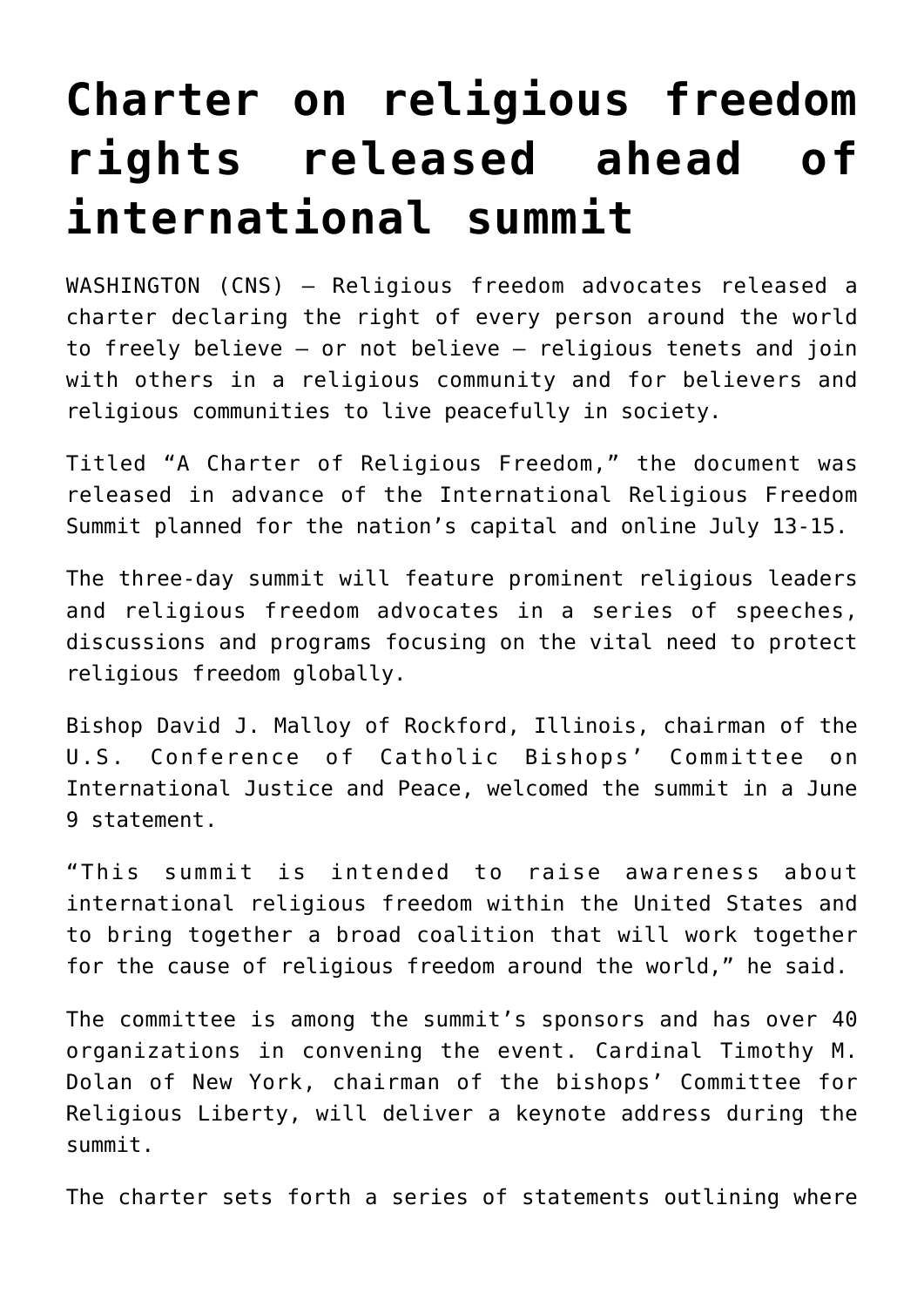# Charter on religious freedom rights released ahead of international summit

WASHINGTON (CNS) — Religious freedom advocates released a charter declaring the right of every person around the world to freely believe — or not believe — religious tenets and join with others in a religious community and for believers and religious communities to live peacefully in society.

Titled "A Charter of Religious Freedom," the document was released in advance of the International Religious Freedom Summit planned for the nation's capital and online July 13-15.

The three-day summit will feature prominent religious leaders and religious freedom advocates in a series of speeches, discussions and programs focusing on the vital need to protect religious freedom globally.

Bishop David J. Malloy of Rockford, Illinois, chairman of the U.S. Conference of Catholic Bishops' Committee on International Justice and Peace, welcomed the summit in a June 9 statement.

"This summit is intended to raise awareness about international religious freedom within the United States and to bring together a broad coalition that will work together for the cause of religious freedom around the world," he said.

The committee is among the summit's sponsors and has over 40 organizations in convening the event. Cardinal Timothy M. Dolan of New York, chairman of the bishops' Committee for Religious Liberty, will deliver a keynote address during the summit.

The charter sets forth a series of statements outlining where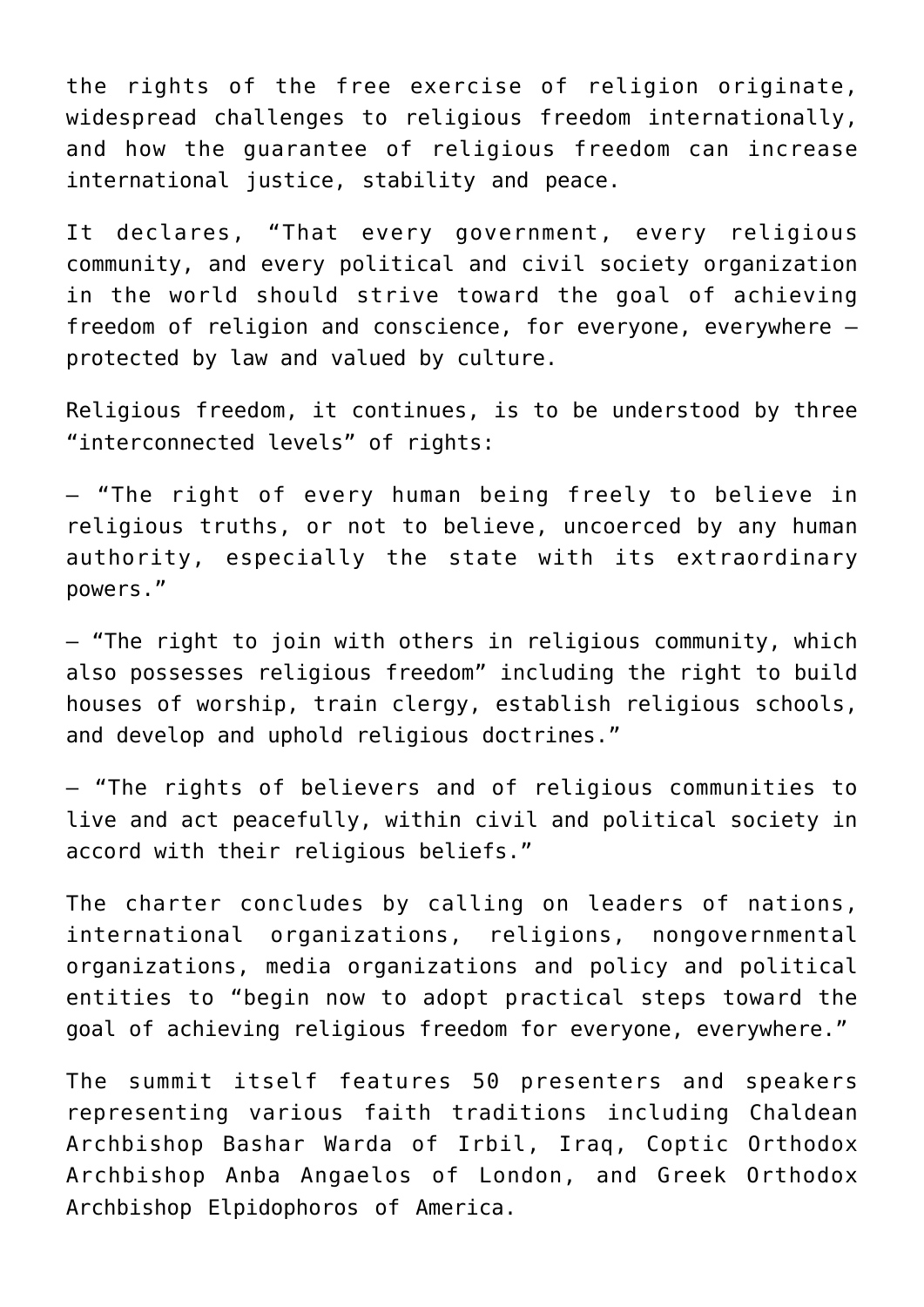the rights of the free exercise of religion originate, widespread challenges to religious freedom internationally, and how the guarantee of religious freedom can increase international justice, stability and peace.

It declares, “That every government, every religious community, and every political and civil society organization in the world should strive toward the goal of achieving freedom of religion and conscience, for everyone, everywhere — protected by law and valued by culture.

Religious freedom, it continues, is to be understood by three “interconnected levels” of rights:

— “The right of every human being freely to believe in religious truths, or not to believe, uncoerced by any human authority, especially the state with its extraordinary powers.”

— “The right to join with others in religious community, which also possesses religious freedom” including the right to build houses of worship, train clergy, establish religious schools, and develop and uphold religious doctrines.”

— “The rights of believers and of religious communities to live and act peacefully, within civil and political society in accord with their religious beliefs.”

The charter concludes by calling on leaders of nations, international organizations, religions, nongovernmental organizations, media organizations and policy and political entities to “begin now to adopt practical steps toward the goal of achieving religious freedom for everyone, everywhere.”

The summit itself features 50 presenters and speakers representing various faith traditions including Chaldean Archbishop Bashar Warda of Irbil, Iraq, Coptic Orthodox Archbishop Anba Angaelos of London, and Greek Orthodox Archbishop Elpidophoros of America.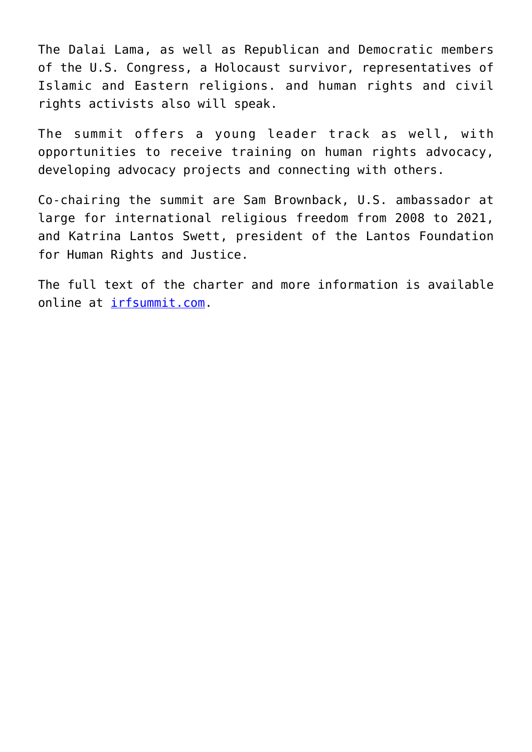The Dalai Lama, as well as Republican and Democratic members of the U.S. Congress, a Holocaust survivor, representatives of Islamic and Eastern religions. and human rights and civil rights activists also will speak.

The summit offers a young leader track as well, with opportunities to receive training on human rights advocacy, developing advocacy projects and connecting with others.

Co-chairing the summit are Sam Brownback, U.S. ambassador at large for international religious freedom from 2008 to 2021, and Katrina Lantos Swett, president of the Lantos Foundation for Human Rights and Justice.

The full text of the charter and more information is available online at [irfsummit.com](irfsummit.com).